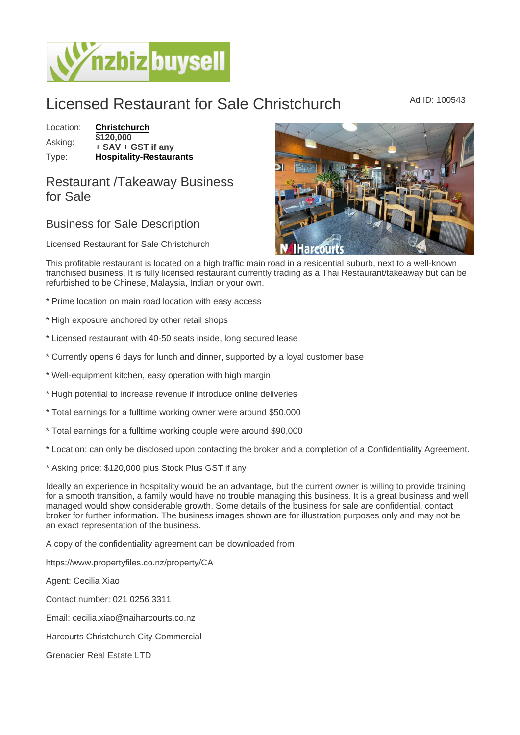# Licensed Restaurant for Sale Christchurch

Ad ID: 100543

Location: **Christchurch**
Asking: **$120,000 + SAV + GST if any**
Type: **Hospitality-Restaurants**

## Restaurant /Takeaway Business for Sale

## Business for Sale Description

Licensed Restaurant for Sale Christchurch

This profitable restaurant is located on a high traffic main road in a residential suburb, next to a well-known franchised business. It is fully licensed restaurant currently trading as a Thai Restaurant/takeaway but can be refurbished to be Chinese, Malaysia, Indian or your own.

* Prime location on main road location with easy access

* High exposure anchored by other retail shops

* Licensed restaurant with 40-50 seats inside, long secured lease

* Currently opens 6 days for lunch and dinner, supported by a loyal customer base

* Well-equipment kitchen, easy operation with high margin

* Hugh potential to increase revenue if introduce online deliveries

* Total earnings for a fulltime working owner were around $50,000

* Total earnings for a fulltime working couple were around $90,000

* Location: can only be disclosed upon contacting the broker and a completion of a Confidentiality Agreement.

* Asking price: $120,000 plus Stock Plus GST if any

Ideally an experience in hospitality would be an advantage, but the current owner is willing to provide training for a smooth transition, a family would have no trouble managing this business. It is a great business and well managed would show considerable growth. Some details of the business for sale are confidential, contact broker for further information. The business images shown are for illustration purposes only and may not be an exact representation of the business.

A copy of the confidentiality agreement can be downloaded from

https://www.propertyfiles.co.nz/property/CA

Agent: Cecilia Xiao

Contact number: 021 0256 3311

Email: cecilia.xiao@naiharcourts.co.nz

Harcourts Christchurch City Commercial

Grenadier Real Estate LTD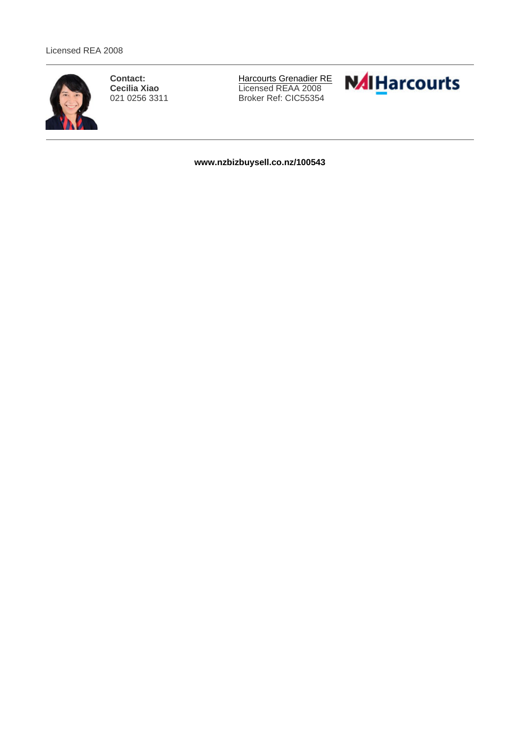Licensed REA 2008

**Contact:**
**Cecilia Xiao**
021 0256 3311

Harcourts Grenadier RE
Licensed REAA 2008
Broker Ref: CIC55354

**www.nzbizbuysell.co.nz/100543**